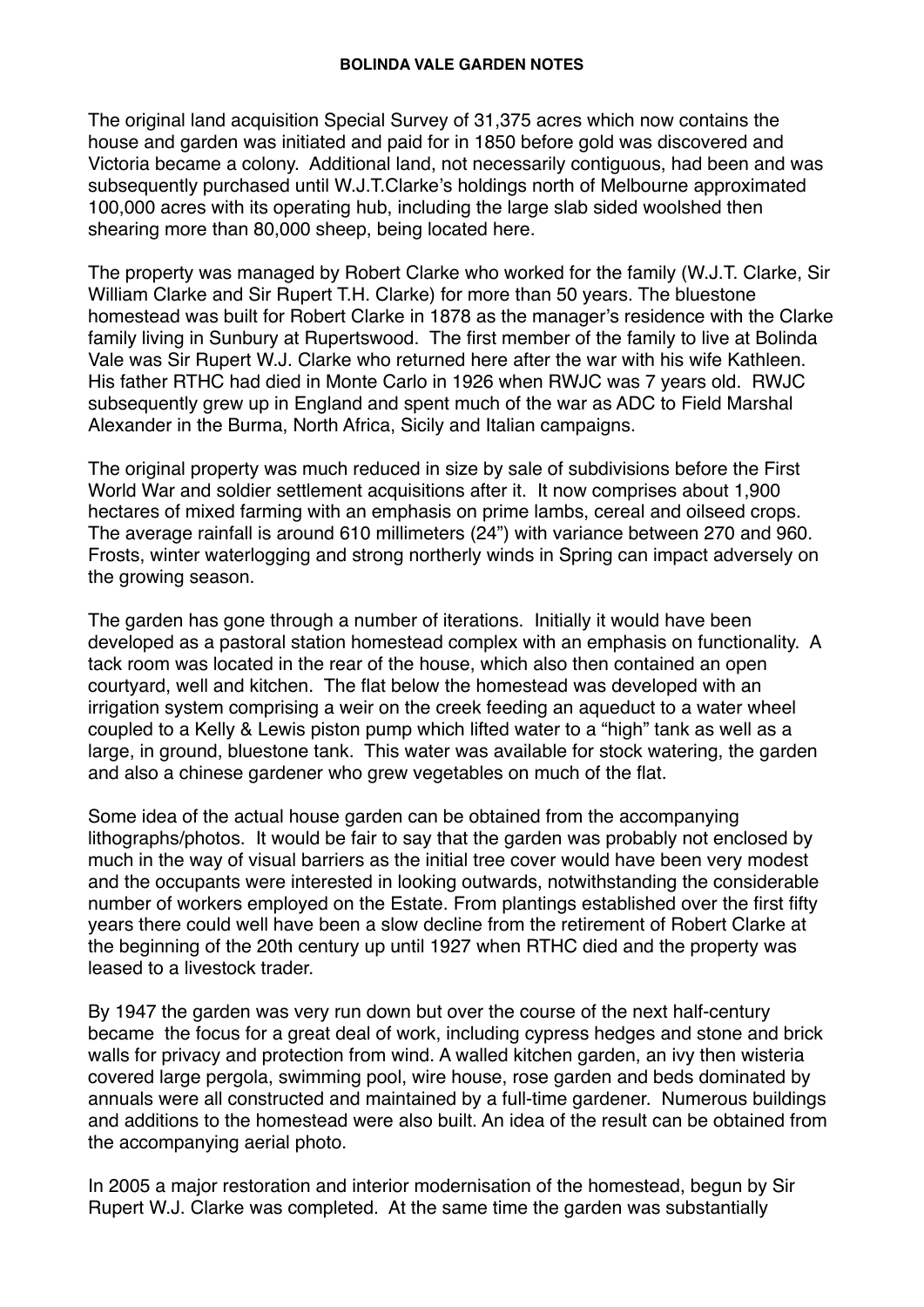# BOLINDA VALE GARDEN NOTES

The original land acquisition Special Survey of 31,375 acres which now contains the house and garden was initiated and paid for in 1850 before gold was discovered and Victoria became a colony. Additional land, not necessarily contiguous, had been and was subsequently purchased until W.J.T.Clarke's holdings north of Melbourne approximated 100,000 acres with its operating hub, including the large slab sided woolshed then shearing more than 80,000 sheep, being located here.

The property was managed by Robert Clarke who worked for the family (W.J.T. Clarke, Sir William Clarke and Sir Rupert T.H. Clarke) for more than 50 years. The bluestone homestead was built for Robert Clarke in 1878 as the manager's residence with the Clarke family living in Sunbury at Rupertswood. The first member of the family to live at Bolinda Vale was Sir Rupert W.J. Clarke who returned here after the war with his wife Kathleen. His father RTHC had died in Monte Carlo in 1926 when RWJC was 7 years old. RWJC subsequently grew up in England and spent much of the war as ADC to Field Marshal Alexander in the Burma, North Africa, Sicily and Italian campaigns.

The original property was much reduced in size by sale of subdivisions before the First World War and soldier settlement acquisitions after it. It now comprises about 1,900 hectares of mixed farming with an emphasis on prime lambs, cereal and oilseed crops. The average rainfall is around 610 millimeters (24") with variance between 270 and 960. Frosts, winter waterlogging and strong northerly winds in Spring can impact adversely on the growing season.

The garden has gone through a number of iterations. Initially it would have been developed as a pastoral station homestead complex with an emphasis on functionality. A tack room was located in the rear of the house, which also then contained an open courtyard, well and kitchen. The flat below the homestead was developed with an irrigation system comprising a weir on the creek feeding an aqueduct to a water wheel coupled to a Kelly & Lewis piston pump which lifted water to a "high" tank as well as a large, in ground, bluestone tank. This water was available for stock watering, the garden and also a chinese gardener who grew vegetables on much of the flat.

Some idea of the actual house garden can be obtained from the accompanying lithographs/photos. It would be fair to say that the garden was probably not enclosed by much in the way of visual barriers as the initial tree cover would have been very modest and the occupants were interested in looking outwards, notwithstanding the considerable number of workers employed on the Estate. From plantings established over the first fifty years there could well have been a slow decline from the retirement of Robert Clarke at the beginning of the 20th century up until 1927 when RTHC died and the property was leased to a livestock trader.

By 1947 the garden was very run down but over the course of the next half-century became the focus for a great deal of work, including cypress hedges and stone and brick walls for privacy and protection from wind. A walled kitchen garden, an ivy then wisteria covered large pergola, swimming pool, wire house, rose garden and beds dominated by annuals were all constructed and maintained by a full-time gardener. Numerous buildings and additions to the homestead were also built. An idea of the result can be obtained from the accompanying aerial photo.

In 2005 a major restoration and interior modernisation of the homestead, begun by Sir Rupert W.J. Clarke was completed. At the same time the garden was substantially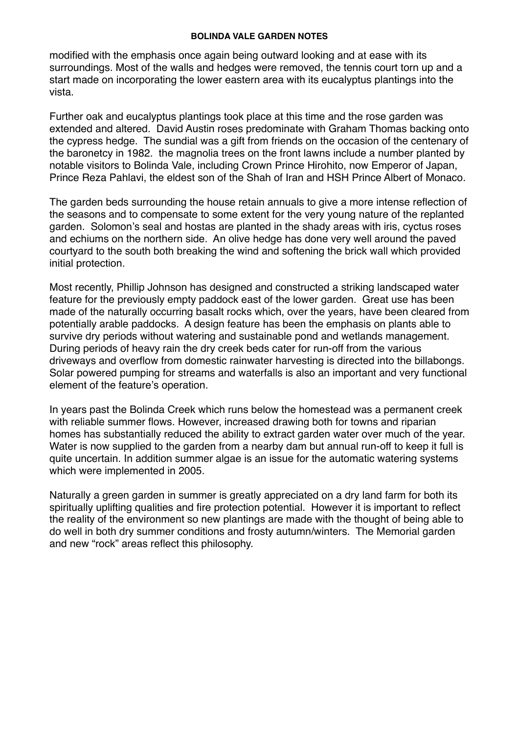modified with the emphasis once again being outward looking and at ease with its surroundings. Most of the walls and hedges were removed, the tennis court torn up and a start made on incorporating the lower eastern area with its eucalyptus plantings into the vista.

Further oak and eucalyptus plantings took place at this time and the rose garden was extended and altered. David Austin roses predominate with Graham Thomas backing onto the cypress hedge. The sundial was a gift from friends on the occasion of the centenary of the baronetcy in 1982. the magnolia trees on the front lawns include a number planted by notable visitors to Bolinda Vale, including Crown Prince Hirohito, now Emperor of Japan, Prince Reza Pahlavi, the eldest son of the Shah of Iran and HSH Prince Albert of Monaco.

The garden beds surrounding the house retain annuals to give a more intense reflection of the seasons and to compensate to some extent for the very young nature of the replanted garden. Solomon's seal and hostas are planted in the shady areas with iris, cyctus roses and echiums on the northern side. An olive hedge has done very well around the paved courtyard to the south both breaking the wind and softening the brick wall which provided initial protection.

Most recently, Phillip Johnson has designed and constructed a striking landscaped water feature for the previously empty paddock east of the lower garden. Great use has been made of the naturally occurring basalt rocks which, over the years, have been cleared from potentially arable paddocks. A design feature has been the emphasis on plants able to survive dry periods without watering and sustainable pond and wetlands management. During periods of heavy rain the dry creek beds cater for run-off from the various driveways and overflow from domestic rainwater harvesting is directed into the billabongs. Solar powered pumping for streams and waterfalls is also an important and very functional element of the feature's operation.

In years past the Bolinda Creek which runs below the homestead was a permanent creek with reliable summer flows. However, increased drawing both for towns and riparian homes has substantially reduced the ability to extract garden water over much of the year. Water is now supplied to the garden from a nearby dam but annual run-off to keep it full is quite uncertain. In addition summer algae is an issue for the automatic watering systems which were implemented in 2005.

Naturally a green garden in summer is greatly appreciated on a dry land farm for both its spiritually uplifting qualities and fire protection potential. However it is important to reflect the reality of the environment so new plantings are made with the thought of being able to do well in both dry summer conditions and frosty autumn/winters. The Memorial garden and new "rock" areas reflect this philosophy.